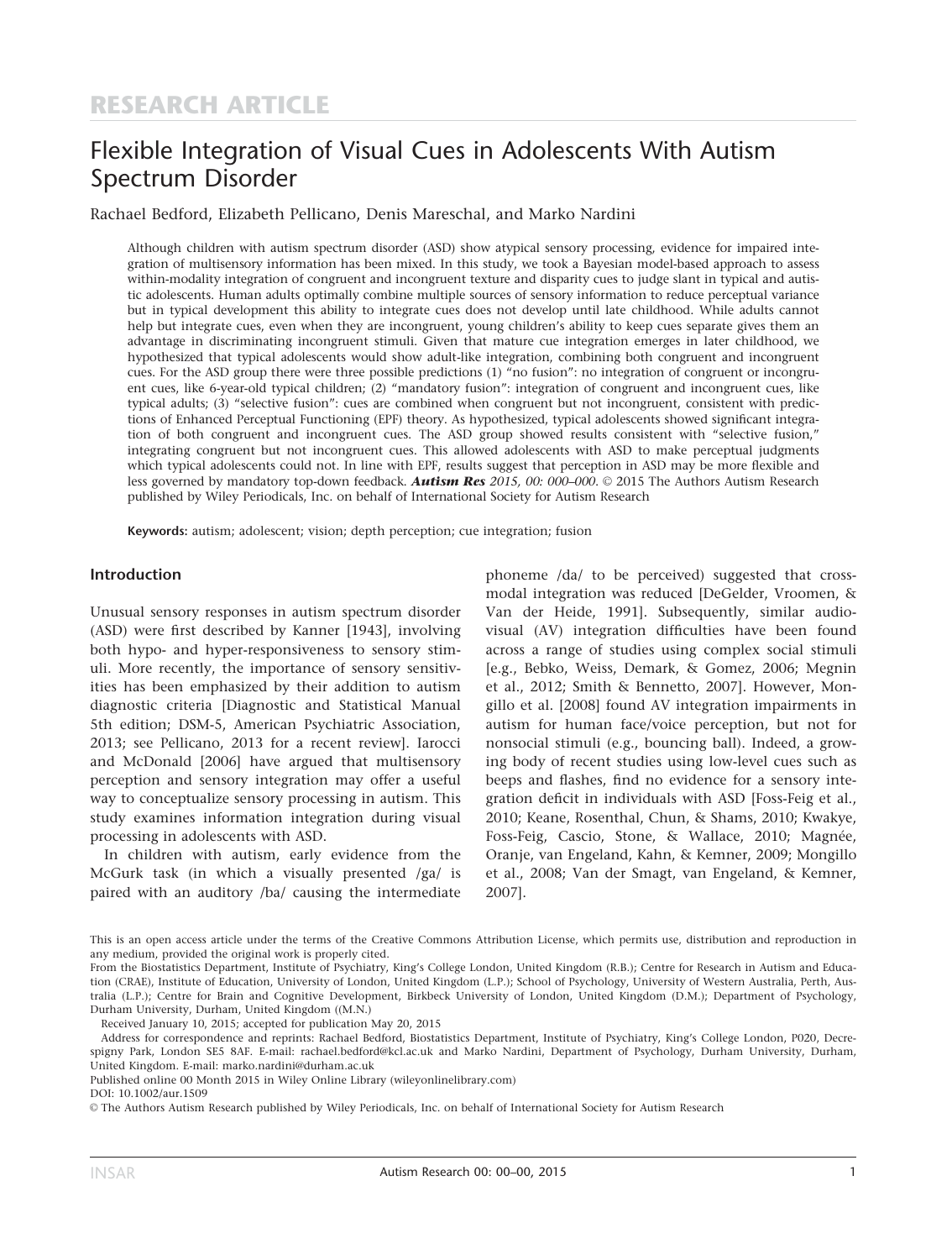RESEARCH ARTICLE

# Flexible Integration of Visual Cues in Adolescents With Autism Spectrum Disorder

Rachael Bedford, Elizabeth Pellicano, Denis Mareschal, and Marko Nardini

Although children with autism spectrum disorder (ASD) show atypical sensory processing, evidence for impaired integration of multisensory information has been mixed. In this study, we took a Bayesian model-based approach to assess within-modality integration of congruent and incongruent texture and disparity cues to judge slant in typical and autistic adolescents. Human adults optimally combine multiple sources of sensory information to reduce perceptual variance but in typical development this ability to integrate cues does not develop until late childhood. While adults cannot help but integrate cues, even when they are incongruent, young children's ability to keep cues separate gives them an advantage in discriminating incongruent stimuli. Given that mature cue integration emerges in later childhood, we hypothesized that typical adolescents would show adult-like integration, combining both congruent and incongruent cues. For the ASD group there were three possible predictions (1) "no fusion": no integration of congruent or incongruent cues, like 6-year-old typical children; (2) "mandatory fusion": integration of congruent and incongruent cues, like typical adults; (3) "selective fusion": cues are combined when congruent but not incongruent, consistent with predictions of Enhanced Perceptual Functioning (EPF) theory. As hypothesized, typical adolescents showed significant integration of both congruent and incongruent cues. The ASD group showed results consistent with "selective fusion," integrating congruent but not incongruent cues. This allowed adolescents with ASD to make perceptual judgments which typical adolescents could not. In line with EPF, results suggest that perception in ASD may be more flexible and less governed by mandatory top-down feedback. ***Autism Res 2015, 00: 000–000.*** © 2015 The Authors Autism Research published by Wiley Periodicals, Inc. on behalf of International Society for Autism Research

**Keywords:** autism; adolescent; vision; depth perception; cue integration; fusion

## Introduction

Unusual sensory responses in autism spectrum disorder (ASD) were first described by Kanner [1943], involving both hypo- and hyper-responsiveness to sensory stimuli. More recently, the importance of sensory sensitivities has been emphasized by their addition to autism diagnostic criteria [Diagnostic and Statistical Manual 5th edition; DSM-5, American Psychiatric Association, 2013; see Pellicano, 2013 for a recent review]. Iarocci and McDonald [2006] have argued that multisensory perception and sensory integration may offer a useful way to conceptualize sensory processing in autism. This study examines information integration during visual processing in adolescents with ASD.

In children with autism, early evidence from the McGurk task (in which a visually presented /ga/ is paired with an auditory /ba/ causing the intermediate phoneme /da/ to be perceived) suggested that cross-modal integration was reduced [DeGelder, Vroomen, & Van der Heide, 1991]. Subsequently, similar audio-visual (AV) integration difficulties have been found across a range of studies using complex social stimuli [e.g., Bebko, Weiss, Demark, & Gomez, 2006; Megnin et al., 2012; Smith & Bennetto, 2007]. However, Mongillo et al. [2008] found AV integration impairments in autism for human face/voice perception, but not for nonsocial stimuli (e.g., bouncing ball). Indeed, a growing body of recent studies using low-level cues such as beeps and flashes, find no evidence for a sensory integration deficit in individuals with ASD [Foss-Feig et al., 2010; Keane, Rosenthal, Chun, & Shams, 2010; Kwakye, Foss-Feig, Cascio, Stone, & Wallace, 2010; Magnée, Oranje, van Engeland, Kahn, & Kemner, 2009; Mongillo et al., 2008; Van der Smagt, van Engeland, & Kemner, 2007].

This is an open access article under the terms of the Creative Commons Attribution License, which permits use, distribution and reproduction in any medium, provided the original work is properly cited.

From the Biostatistics Department, Institute of Psychiatry, King's College London, United Kingdom (R.B.); Centre for Research in Autism and Education (CRAE), Institute of Education, University of London, United Kingdom (L.P.); School of Psychology, University of Western Australia, Perth, Australia (L.P.); Centre for Brain and Cognitive Development, Birkbeck University of London, United Kingdom (D.M.); Department of Psychology, Durham University, Durham, United Kingdom ((M.N.)

Received January 10, 2015; accepted for publication May 20, 2015

Address for correspondence and reprints: Rachael Bedford, Biostatistics Department, Institute of Psychiatry, King's College London, P020, Decrespigny Park, London SE5 8AF. E-mail: rachael.bedford@kcl.ac.uk and Marko Nardini, Department of Psychology, Durham University, Durham, United Kingdom. E-mail: marko.nardini@durham.ac.uk

Published online 00 Month 2015 in Wiley Online Library (wileyonlinelibrary.com)

DOI: 10.1002/aur.1509

© The Authors Autism Research published by Wiley Periodicals, Inc. on behalf of International Society for Autism Research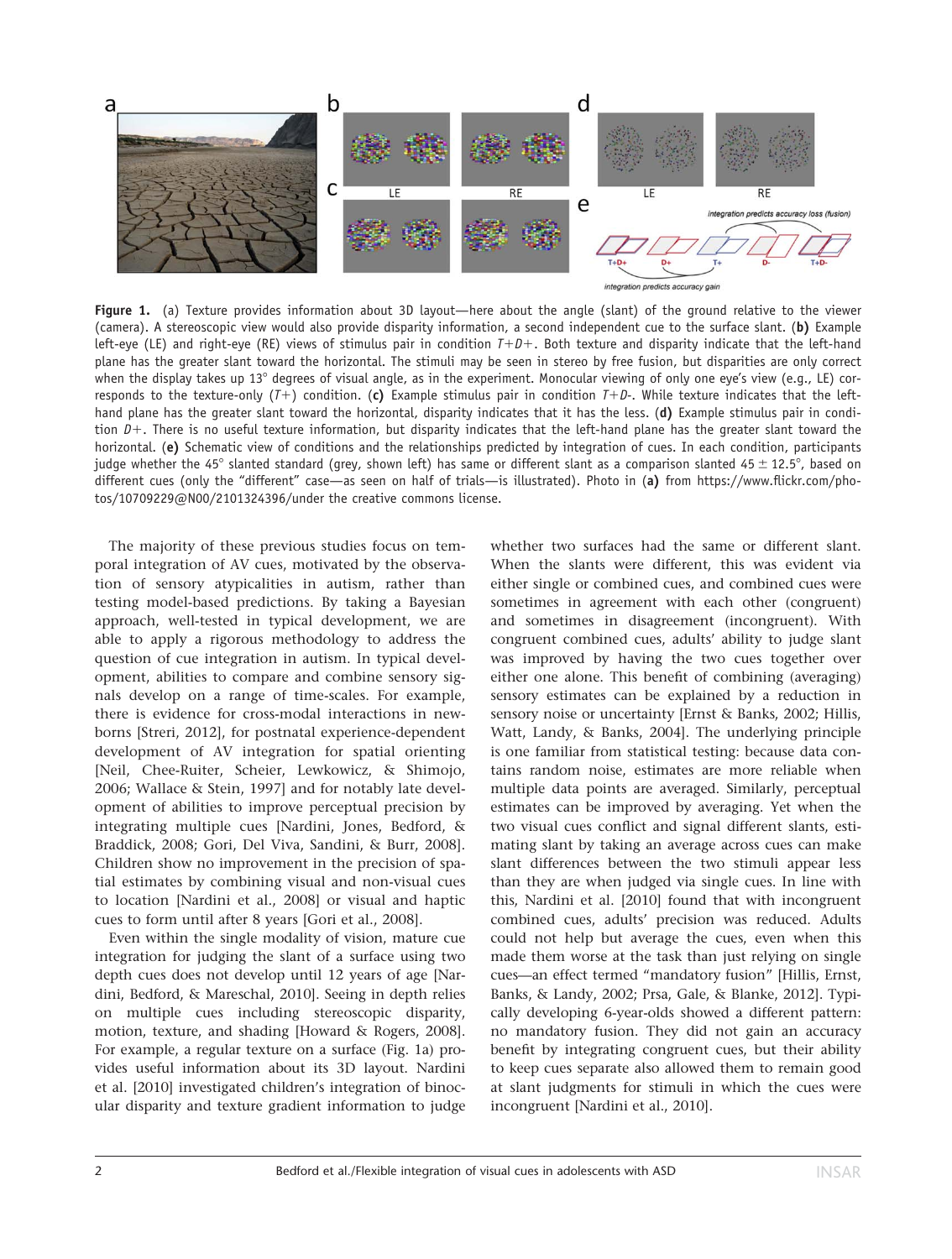**Figure 1.** (a) Texture provides information about 3D layout—here about the angle (slant) of the ground relative to the viewer (camera). A stereoscopic view would also provide disparity information, a second independent cue to the surface slant. (**b**) Example left-eye (LE) and right-eye (RE) views of stimulus pair in condition *T*+*D*+. Both texture and disparity indicate that the left-hand plane has the greater slant toward the horizontal. The stimuli may be seen in stereo by free fusion, but disparities are only correct when the display takes up 13° degrees of visual angle, as in the experiment. Monocular viewing of only one eye's view (e.g., LE) corresponds to the texture-only (*T*+) condition. (**c**) Example stimulus pair in condition *T*+*D*-. While texture indicates that the left-hand plane has the greater slant toward the horizontal, disparity indicates that it has the less. (**d**) Example stimulus pair in condition *D*+. There is no useful texture information, but disparity indicates that the left-hand plane has the greater slant toward the horizontal. (**e**) Schematic view of conditions and the relationships predicted by integration of cues. In each condition, participants judge whether the 45° slanted standard (grey, shown left) has same or different slant as a comparison slanted 45 ± 12.5°, based on different cues (only the "different" case—as seen on half of trials—is illustrated). Photo in (**a**) from https://www.flickr.com/photos/10709229@N00/2101324396/under the creative commons license.

The majority of these previous studies focus on temporal integration of AV cues, motivated by the observation of sensory atypicalities in autism, rather than testing model-based predictions. By taking a Bayesian approach, well-tested in typical development, we are able to apply a rigorous methodology to address the question of cue integration in autism. In typical development, abilities to compare and combine sensory signals develop on a range of time-scales. For example, there is evidence for cross-modal interactions in newborns [Streri, 2012], for postnatal experience-dependent development of AV integration for spatial orienting [Neil, Chee-Ruiter, Scheier, Lewkowicz, & Shimojo, 2006; Wallace & Stein, 1997] and for notably late development of abilities to improve perceptual precision by integrating multiple cues [Nardini, Jones, Bedford, & Braddick, 2008; Gori, Del Viva, Sandini, & Burr, 2008]. Children show no improvement in the precision of spatial estimates by combining visual and non-visual cues to location [Nardini et al., 2008] or visual and haptic cues to form until after 8 years [Gori et al., 2008].

Even within the single modality of vision, mature cue integration for judging the slant of a surface using two depth cues does not develop until 12 years of age [Nardini, Bedford, & Mareschal, 2010]. Seeing in depth relies on multiple cues including stereoscopic disparity, motion, texture, and shading [Howard & Rogers, 2008]. For example, a regular texture on a surface (Fig. 1a) provides useful information about its 3D layout. Nardini et al. [2010] investigated children's integration of binocular disparity and texture gradient information to judge whether two surfaces had the same or different slant. When the slants were different, this was evident via either single or combined cues, and combined cues were sometimes in agreement with each other (congruent) and sometimes in disagreement (incongruent). With congruent combined cues, adults' ability to judge slant was improved by having the two cues together over either one alone. This benefit of combining (averaging) sensory estimates can be explained by a reduction in sensory noise or uncertainty [Ernst & Banks, 2002; Hillis, Watt, Landy, & Banks, 2004]. The underlying principle is one familiar from statistical testing: because data contains random noise, estimates are more reliable when multiple data points are averaged. Similarly, perceptual estimates can be improved by averaging. Yet when the two visual cues conflict and signal different slants, estimating slant by taking an average across cues can make slant differences between the two stimuli appear less than they are when judged via single cues. In line with this, Nardini et al. [2010] found that with incongruent combined cues, adults' precision was reduced. Adults could not help but average the cues, even when this made them worse at the task than just relying on single cues—an effect termed "mandatory fusion" [Hillis, Ernst, Banks, & Landy, 2002; Prsa, Gale, & Blanke, 2012]. Typically developing 6-year-olds showed a different pattern: no mandatory fusion. They did not gain an accuracy benefit by integrating congruent cues, but their ability to keep cues separate also allowed them to remain good at slant judgments for stimuli in which the cues were incongruent [Nardini et al., 2010].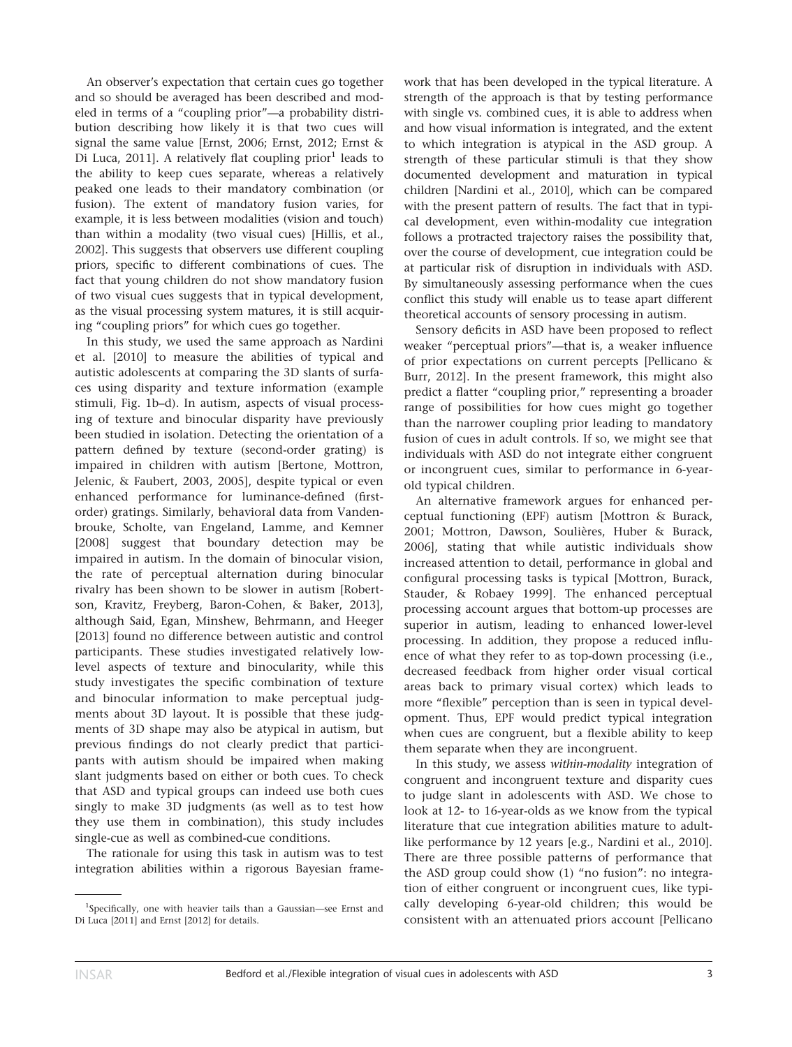An observer's expectation that certain cues go together and so should be averaged has been described and modeled in terms of a "coupling prior"—a probability distribution describing how likely it is that two cues will signal the same value [Ernst, 2006; Ernst, 2012; Ernst & Di Luca, 2011]. A relatively flat coupling prior[1] leads to the ability to keep cues separate, whereas a relatively peaked one leads to their mandatory combination (or fusion). The extent of mandatory fusion varies, for example, it is less between modalities (vision and touch) than within a modality (two visual cues) [Hillis, et al., 2002]. This suggests that observers use different coupling priors, specific to different combinations of cues. The fact that young children do not show mandatory fusion of two visual cues suggests that in typical development, as the visual processing system matures, it is still acquiring "coupling priors" for which cues go together.

In this study, we used the same approach as Nardini et al. [2010] to measure the abilities of typical and autistic adolescents at comparing the 3D slants of surfaces using disparity and texture information (example stimuli, Fig. 1b–d). In autism, aspects of visual processing of texture and binocular disparity have previously been studied in isolation. Detecting the orientation of a pattern defined by texture (second-order grating) is impaired in children with autism [Bertone, Mottron, Jelenic, & Faubert, 2003, 2005], despite typical or even enhanced performance for luminance-defined (first-order) gratings. Similarly, behavioral data from Vandenbrouke, Scholte, van Engeland, Lamme, and Kemner [2008] suggest that boundary detection may be impaired in autism. In the domain of binocular vision, the rate of perceptual alternation during binocular rivalry has been shown to be slower in autism [Robertson, Kravitz, Freyberg, Baron-Cohen, & Baker, 2013], although Said, Egan, Minshew, Behrmann, and Heeger [2013] found no difference between autistic and control participants. These studies investigated relatively low-level aspects of texture and binocularity, while this study investigates the specific combination of texture and binocular information to make perceptual judgments about 3D layout. It is possible that these judgments of 3D shape may also be atypical in autism, but previous findings do not clearly predict that participants with autism should be impaired when making slant judgments based on either or both cues. To check that ASD and typical groups can indeed use both cues singly to make 3D judgments (as well as to test how they use them in combination), this study includes single-cue as well as combined-cue conditions.

The rationale for using this task in autism was to test integration abilities within a rigorous Bayesian framework that has been developed in the typical literature. A strength of the approach is that by testing performance with single vs. combined cues, it is able to address when and how visual information is integrated, and the extent to which integration is atypical in the ASD group. A strength of these particular stimuli is that they show documented development and maturation in typical children [Nardini et al., 2010], which can be compared with the present pattern of results. The fact that in typical development, even within-modality cue integration follows a protracted trajectory raises the possibility that, over the course of development, cue integration could be at particular risk of disruption in individuals with ASD. By simultaneously assessing performance when the cues conflict this study will enable us to tease apart different theoretical accounts of sensory processing in autism.

Sensory deficits in ASD have been proposed to reflect weaker "perceptual priors"—that is, a weaker influence of prior expectations on current percepts [Pellicano & Burr, 2012]. In the present framework, this might also predict a flatter "coupling prior," representing a broader range of possibilities for how cues might go together than the narrower coupling prior leading to mandatory fusion of cues in adult controls. If so, we might see that individuals with ASD do not integrate either congruent or incongruent cues, similar to performance in 6-year-old typical children.

An alternative framework argues for enhanced perceptual functioning (EPF) autism [Mottron & Burack, 2001; Mottron, Dawson, Soulières, Huber & Burack, 2006], stating that while autistic individuals show increased attention to detail, performance in global and configural processing tasks is typical [Mottron, Burack, Stauder, & Robaey 1999]. The enhanced perceptual processing account argues that bottom-up processes are superior in autism, leading to enhanced lower-level processing. In addition, they propose a reduced influence of what they refer to as top-down processing (i.e., decreased feedback from higher order visual cortical areas back to primary visual cortex) which leads to more "flexible" perception than is seen in typical development. Thus, EPF would predict typical integration when cues are congruent, but a flexible ability to keep them separate when they are incongruent.

In this study, we assess *within-modality* integration of congruent and incongruent texture and disparity cues to judge slant in adolescents with ASD. We chose to look at 12- to 16-year-olds as we know from the typical literature that cue integration abilities mature to adult-like performance by 12 years [e.g., Nardini et al., 2010]. There are three possible patterns of performance that the ASD group could show (1) "no fusion": no integration of either congruent or incongruent cues, like typically developing 6-year-old children; this would be consistent with an attenuated priors account [Pellicano

[1] Specifically, one with heavier tails than a Gaussian—see Ernst and Di Luca [2011] and Ernst [2012] for details.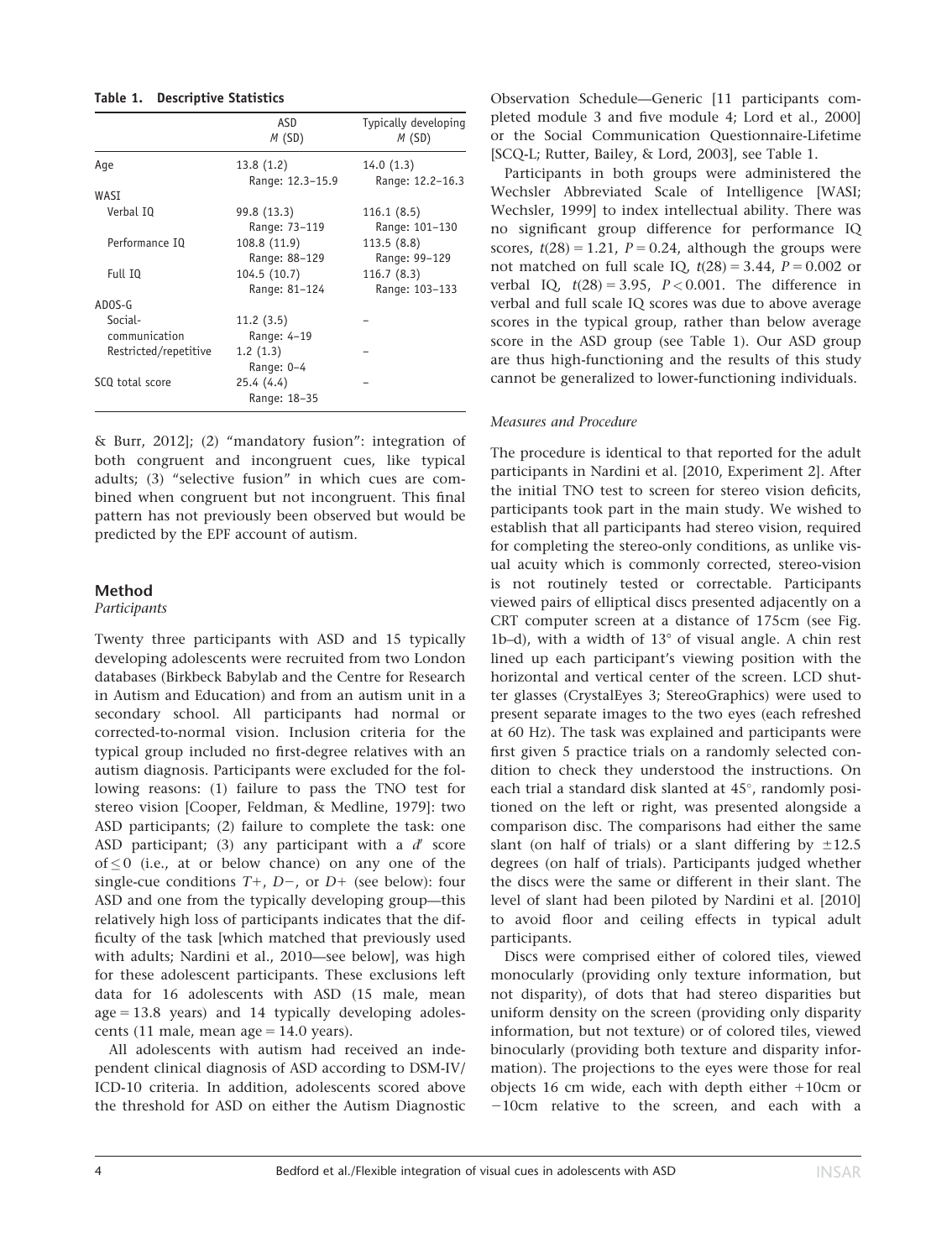**Table 1. Descriptive Statistics**

| | ASD $M$ (SD) | Typically developing $M$ (SD) |
|---|---|---|
| Age | 13.8 (1.2) Range: 12.3–15.9 | 14.0 (1.3) Range: 12.2–16.3 |
| WASI | | |
| Verbal IQ | 99.8 (13.3) Range: 73–119 | 116.1 (8.5) Range: 101–130 |
| Performance IQ | 108.8 (11.9) Range: 88–129 | 113.5 (8.8) Range: 99–129 |
| Full IQ | 104.5 (10.7) Range: 81–124 | 116.7 (8.3) Range: 103–133 |
| ADOS-G | | |
| Social-communication | 11.2 (3.5) Range: 4–19 | – |
| Restricted/repetitive | 1.2 (1.3) Range: 0–4 | – |
| SCQ total score | 25.4 (4.4) Range: 18–35 | – |

& Burr, 2012]; (2) "mandatory fusion": integration of both congruent and incongruent cues, like typical adults; (3) "selective fusion" in which cues are combined when congruent but not incongruent. This final pattern has not previously been observed but would be predicted by the EPF account of autism.

## Method

### Participants

Twenty three participants with ASD and 15 typically developing adolescents were recruited from two London databases (Birkbeck Babylab and the Centre for Research in Autism and Education) and from an autism unit in a secondary school. All participants had normal or corrected-to-normal vision. Inclusion criteria for the typical group included no first-degree relatives with an autism diagnosis. Participants were excluded for the following reasons: (1) failure to pass the TNO test for stereo vision [Cooper, Feldman, & Medline, 1979]: two ASD participants; (2) failure to complete the task: one ASD participant; (3) any participant with a $d'$ score of $\leq 0$ (i.e., at or below chance) on any one of the single-cue conditions $T+$, $D-$, or $D+$ (see below): four ASD and one from the typically developing group—this relatively high loss of participants indicates that the difficulty of the task [which matched that previously used with adults; Nardini et al., 2010—see below], was high for these adolescent participants. These exclusions left data for 16 adolescents with ASD (15 male, mean age = 13.8 years) and 14 typically developing adolescents (11 male, mean age = 14.0 years).

All adolescents with autism had received an independent clinical diagnosis of ASD according to DSM-IV/ICD-10 criteria. In addition, adolescents scored above the threshold for ASD on either the Autism Diagnostic Observation Schedule—Generic [11 participants completed module 3 and five module 4; Lord et al., 2000] or the Social Communication Questionnaire-Lifetime [SCQ-L; Rutter, Bailey, & Lord, 2003], see Table 1.

Participants in both groups were administered the Wechsler Abbreviated Scale of Intelligence [WASI; Wechsler, 1999] to index intellectual ability. There was no significant group difference for performance IQ scores, $t(28) = 1.21$, $P = 0.24$, although the groups were not matched on full scale IQ, $t(28) = 3.44$, $P = 0.002$ or verbal IQ, $t(28) = 3.95$, $P < 0.001$. The difference in verbal and full scale IQ scores was due to above average scores in the typical group, rather than below average score in the ASD group (see Table 1). Our ASD group are thus high-functioning and the results of this study cannot be generalized to lower-functioning individuals.

### Measures and Procedure

The procedure is identical to that reported for the adult participants in Nardini et al. [2010, Experiment 2]. After the initial TNO test to screen for stereo vision deficits, participants took part in the main study. We wished to establish that all participants had stereo vision, required for completing the stereo-only conditions, as unlike visual acuity which is commonly corrected, stereo-vision is not routinely tested or correctable. Participants viewed pairs of elliptical discs presented adjacently on a CRT computer screen at a distance of 175cm (see Fig. 1b–d), with a width of 13° of visual angle. A chin rest lined up each participant's viewing position with the horizontal and vertical center of the screen. LCD shutter glasses (CrystalEyes 3; StereoGraphics) were used to present separate images to the two eyes (each refreshed at 60 Hz). The task was explained and participants were first given 5 practice trials on a randomly selected condition to check they understood the instructions. On each trial a standard disk slanted at 45°, randomly positioned on the left or right, was presented alongside a comparison disc. The comparisons had either the same slant (on half of trials) or a slant differing by ±12.5 degrees (on half of trials). Participants judged whether the discs were the same or different in their slant. The level of slant had been piloted by Nardini et al. [2010] to avoid floor and ceiling effects in typical adult participants.

Discs were comprised either of colored tiles, viewed monocularly (providing only texture information, but not disparity), of dots that had stereo disparities but uniform density on the screen (providing only disparity information, but not texture) or of colored tiles, viewed binocularly (providing both texture and disparity information). The projections to the eyes were those for real objects 16 cm wide, each with depth either +10cm or −10cm relative to the screen, and each with a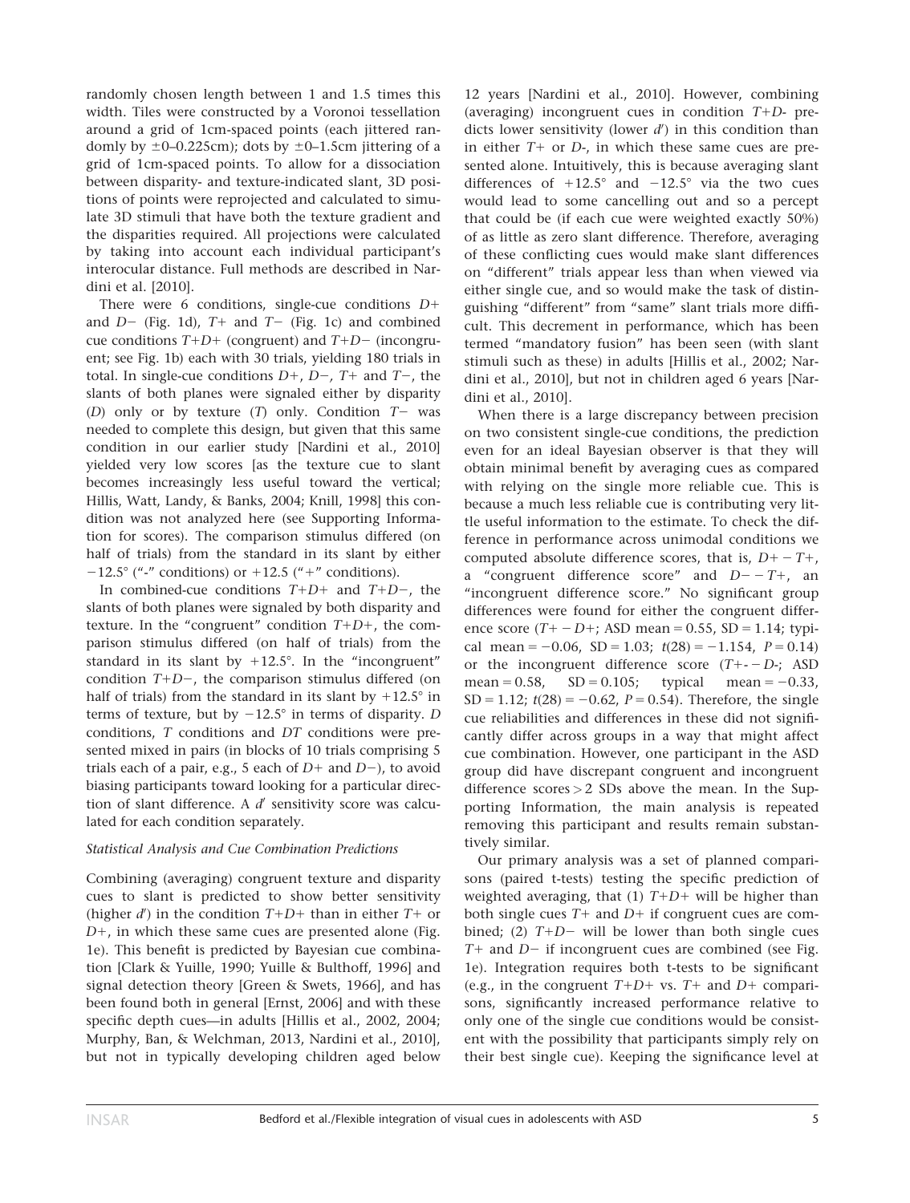randomly chosen length between 1 and 1.5 times this width. Tiles were constructed by a Voronoi tessellation around a grid of 1cm-spaced points (each jittered randomly by ±0–0.225cm); dots by ±0–1.5cm jittering of a grid of 1cm-spaced points. To allow for a dissociation between disparity- and texture-indicated slant, 3D positions of points were reprojected and calculated to simulate 3D stimuli that have both the texture gradient and the disparities required. All projections were calculated by taking into account each individual participant's interocular distance. Full methods are described in Nardini et al. [2010].

There were 6 conditions, single-cue conditions *D*+ and *D*− (Fig. 1d), *T*+ and *T*− (Fig. 1c) and combined cue conditions *T*+*D*+ (congruent) and *T*+*D*− (incongruent; see Fig. 1b) each with 30 trials, yielding 180 trials in total. In single-cue conditions *D*+, *D*−, *T*+ and *T*−, the slants of both planes were signaled either by disparity (*D*) only or by texture (*T*) only. Condition *T*− was needed to complete this design, but given that this same condition in our earlier study [Nardini et al., 2010] yielded very low scores [as the texture cue to slant becomes increasingly less useful toward the vertical; Hillis, Watt, Landy, & Banks, 2004; Knill, 1998] this condition was not analyzed here (see Supporting Information for scores). The comparison stimulus differed (on half of trials) from the standard in its slant by either −12.5° ("-" conditions) or +12.5 ("+" conditions).

In combined-cue conditions *T*+*D*+ and *T*+*D*−, the slants of both planes were signaled by both disparity and texture. In the "congruent" condition *T*+*D*+, the comparison stimulus differed (on half of trials) from the standard in its slant by +12.5°. In the "incongruent" condition *T*+*D*−, the comparison stimulus differed (on half of trials) from the standard in its slant by +12.5° in terms of texture, but by −12.5° in terms of disparity. *D* conditions, *T* conditions and *DT* conditions were presented mixed in pairs (in blocks of 10 trials comprising 5 trials each of a pair, e.g., 5 each of *D*+ and *D*−), to avoid biasing participants toward looking for a particular direction of slant difference. A $d'$ sensitivity score was calculated for each condition separately.

### *Statistical Analysis and Cue Combination Predictions*

Combining (averaging) congruent texture and disparity cues to slant is predicted to show better sensitivity (higher $d'$) in the condition *T*+*D*+ than in either *T*+ or *D*+, in which these same cues are presented alone (Fig. 1e). This benefit is predicted by Bayesian cue combination [Clark & Yuille, 1990; Yuille & Bulthoff, 1996] and signal detection theory [Green & Swets, 1966], and has been found both in general [Ernst, 2006] and with these specific depth cues—in adults [Hillis et al., 2002, 2004; Murphy, Ban, & Welchman, 2013, Nardini et al., 2010], but not in typically developing children aged below 12 years [Nardini et al., 2010]. However, combining (averaging) incongruent cues in condition *T*+*D*- predicts lower sensitivity (lower $d'$) in this condition than in either *T*+ or *D*-, in which these same cues are presented alone. Intuitively, this is because averaging slant differences of +12.5° and −12.5° via the two cues would lead to some cancelling out and so a percept that could be (if each cue were weighted exactly 50%) of as little as zero slant difference. Therefore, averaging of these conflicting cues would make slant differences on "different" trials appear less than when viewed via either single cue, and so would make the task of distinguishing "different" from "same" slant trials more difficult. This decrement in performance, which has been termed "mandatory fusion" has been seen (with slant stimuli such as these) in adults [Hillis et al., 2002; Nardini et al., 2010], but not in children aged 6 years [Nardini et al., 2010].

When there is a large discrepancy between precision on two consistent single-cue conditions, the prediction even for an ideal Bayesian observer is that they will obtain minimal benefit by averaging cues as compared with relying on the single more reliable cue. This is because a much less reliable cue is contributing very little useful information to the estimate. To check the difference in performance across unimodal conditions we computed absolute difference scores, that is, *D*+ − *T*+, a "congruent difference score" and *D*− − *T*+, an "incongruent difference score." No significant group differences were found for either the congruent difference score (*T*+ − *D*+; ASD mean = 0.55, SD = 1.14; typical mean = −0.06, SD = 1.03; $t(28) = -1.154$, $P = 0.14$) or the incongruent difference score (*T*+- − *D*-; ASD mean = 0.58, SD = 0.105; typical mean = −0.33, SD = 1.12; $t(28) = -0.62$, $P = 0.54$). Therefore, the single cue reliabilities and differences in these did not significantly differ across groups in a way that might affect cue combination. However, one participant in the ASD group did have discrepant congruent and incongruent difference scores > 2 SDs above the mean. In the Supporting Information, the main analysis is repeated removing this participant and results remain substantively similar.

Our primary analysis was a set of planned comparisons (paired t-tests) testing the specific prediction of weighted averaging, that (1) *T*+*D*+ will be higher than both single cues *T*+ and *D*+ if congruent cues are combined; (2) *T*+*D*− will be lower than both single cues *T*+ and *D*− if incongruent cues are combined (see Fig. 1e). Integration requires both t-tests to be significant (e.g., in the congruent *T*+*D*+ vs. *T*+ and *D*+ comparisons, significantly increased performance relative to only one of the single cue conditions would be consistent with the possibility that participants simply rely on their best single cue). Keeping the significance level at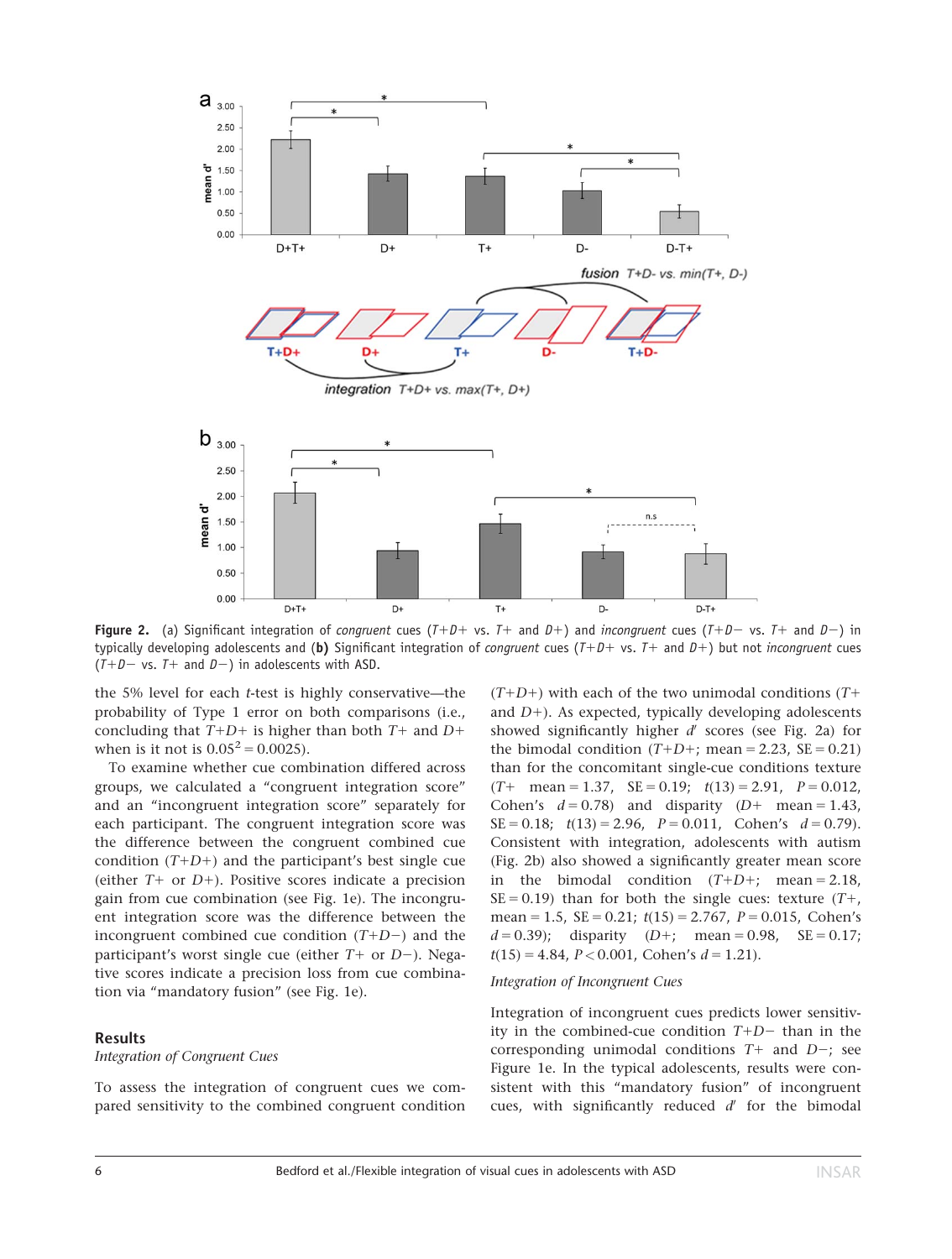**Figure 2.** (a) Significant integration of *congruent* cues ($T{+}D{+}$ vs. $T{+}$ and $D{+}$) and *incongruent* cues ($T{+}D{-}$ vs. $T{+}$ and $D{-}$) in typically developing adolescents and (**b**) Significant integration of *congruent* cues ($T{+}D{+}$ vs. $T{+}$ and $D{+}$) but not *incongruent* cues ($T{+}D{-}$ vs. $T{+}$ and $D{-}$) in adolescents with ASD.

the 5% level for each *t*-test is highly conservative—the probability of Type 1 error on both comparisons (i.e., concluding that $T{+}D{+}$ is higher than both $T{+}$ and $D{+}$ when is it not is $0.05^2 = 0.0025$).

To examine whether cue combination differed across groups, we calculated a "congruent integration score" and an "incongruent integration score" separately for each participant. The congruent integration score was the difference between the congruent combined cue condition ($T{+}D{+}$) and the participant's best single cue (either $T{+}$ or $D{+}$). Positive scores indicate a precision gain from cue combination (see Fig. 1e). The incongruent integration score was the difference between the incongruent combined cue condition ($T{+}D{-}$) and the participant's worst single cue (either $T{+}$ or $D{-}$). Negative scores indicate a precision loss from cue combination via "mandatory fusion" (see Fig. 1e).

## Results

### *Integration of Congruent Cues*

To assess the integration of congruent cues we compared sensitivity to the combined congruent condition ($T{+}D{+}$) with each of the two unimodal conditions ($T{+}$ and $D{+}$). As expected, typically developing adolescents showed significantly higher $d'$ scores (see Fig. 2a) for the bimodal condition ($T{+}D{+}$; mean = 2.23, SE = 0.21) than for the concomitant single-cue conditions texture ($T{+}$ mean = 1.37, SE = 0.19; $t(13) = 2.91$, $P = 0.012$, Cohen's $d = 0.78$) and disparity ($D{+}$ mean = 1.43, SE = 0.18; $t(13) = 2.96$, $P = 0.011$, Cohen's $d = 0.79$). Consistent with integration, adolescents with autism (Fig. 2b) also showed a significantly greater mean score in the bimodal condition ($T{+}D{+}$; mean = 2.18, SE = 0.19) than for both the single cues: texture ($T{+}$, mean = 1.5, SE = 0.21; $t(15) = 2.767$, $P = 0.015$, Cohen's $d = 0.39$); disparity ($D{+}$; mean = 0.98, SE = 0.17; $t(15) = 4.84$, $P < 0.001$, Cohen's $d = 1.21$).

### *Integration of Incongruent Cues*

Integration of incongruent cues predicts lower sensitivity in the combined-cue condition $T{+}D{-}$ than in the corresponding unimodal conditions $T{+}$ and $D{-}$; see Figure 1e. In the typical adolescents, results were consistent with this "mandatory fusion" of incongruent cues, with significantly reduced $d'$ for the bimodal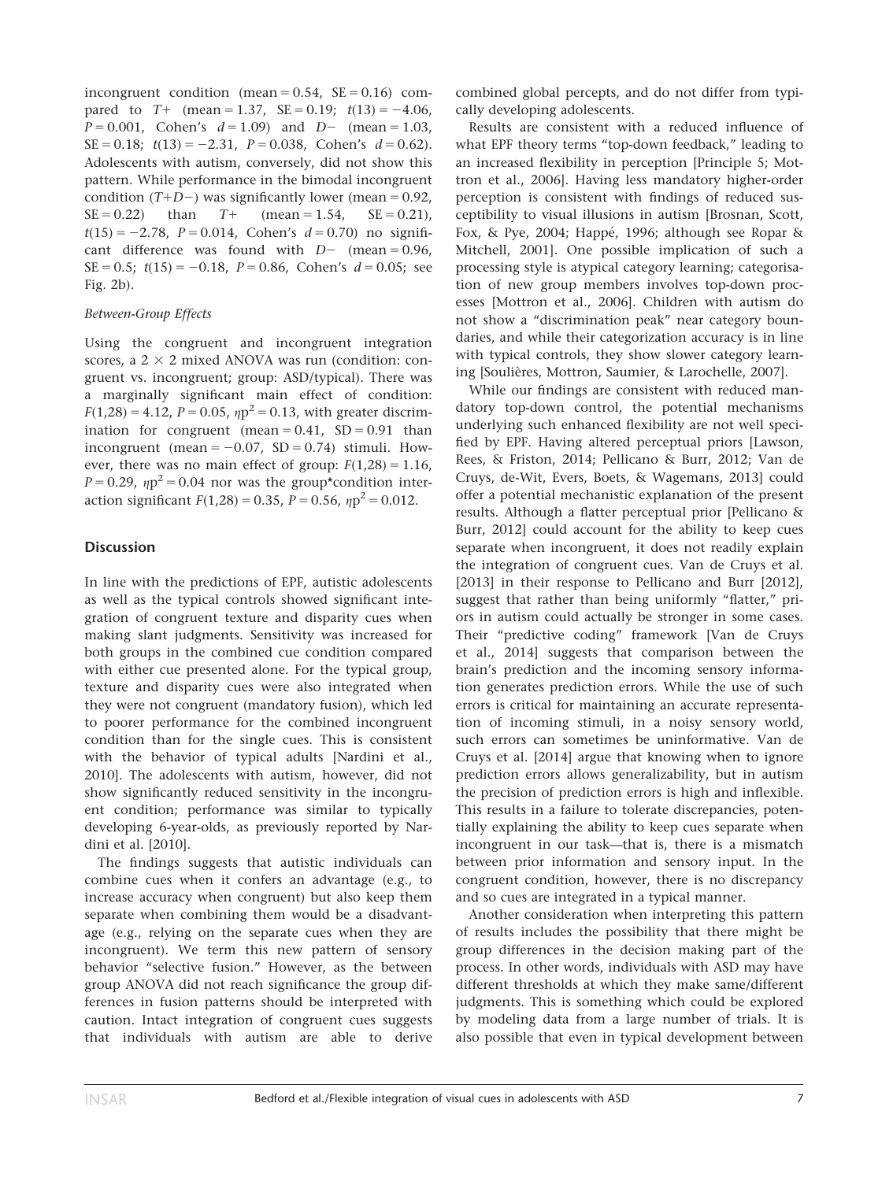incongruent condition (mean = 0.54, SE = 0.16) compared to $T+$ (mean = 1.37, SE = 0.19; $t(13) = -4.06$, $P = 0.001$, Cohen's $d = 1.09$) and $D-$ (mean = 1.03, SE = 0.18; $t(13) = -2.31$, $P = 0.038$, Cohen's $d = 0.62$). Adolescents with autism, conversely, did not show this pattern. While performance in the bimodal incongruent condition ($T+D-$) was significantly lower (mean = 0.92, SE = 0.22) than $T+$ (mean = 1.54, SE = 0.21), $t(15) = -2.78$, $P = 0.014$, Cohen's $d = 0.70$) no significant difference was found with $D-$ (mean = 0.96, SE = 0.5; $t(15) = -0.18$, $P = 0.86$, Cohen's $d = 0.05$; see Fig. 2b).

### *Between-Group Effects*

Using the congruent and incongruent integration scores, a 2 × 2 mixed ANOVA was run (condition: congruent vs. incongruent; group: ASD/typical). There was a marginally significant main effect of condition: $F(1,28) = 4.12$, $P = 0.05$, $\eta p^2 = 0.13$, with greater discrimination for congruent (mean = 0.41, SD = 0.91 than incongruent (mean = −0.07, SD = 0.74) stimuli. However, there was no main effect of group: $F(1,28) = 1.16$, $P = 0.29$, $\eta p^2 = 0.04$ nor was the group*condition interaction significant $F(1,28) = 0.35$, $P = 0.56$, $\eta p^2 = 0.012$.

## Discussion

In line with the predictions of EPF, autistic adolescents as well as the typical controls showed significant integration of congruent texture and disparity cues when making slant judgments. Sensitivity was increased for both groups in the combined cue condition compared with either cue presented alone. For the typical group, texture and disparity cues were also integrated when they were not congruent (mandatory fusion), which led to poorer performance for the combined incongruent condition than for the single cues. This is consistent with the behavior of typical adults [Nardini et al., 2010]. The adolescents with autism, however, did not show significantly reduced sensitivity in the incongruent condition; performance was similar to typically developing 6-year-olds, as previously reported by Nardini et al. [2010].

The findings suggests that autistic individuals can combine cues when it confers an advantage (e.g., to increase accuracy when congruent) but also keep them separate when combining them would be a disadvantage (e.g., relying on the separate cues when they are incongruent). We term this new pattern of sensory behavior "selective fusion." However, as the between group ANOVA did not reach significance the group differences in fusion patterns should be interpreted with caution. Intact integration of congruent cues suggests that individuals with autism are able to derive combined global percepts, and do not differ from typically developing adolescents.

Results are consistent with a reduced influence of what EPF theory terms "top-down feedback," leading to an increased flexibility in perception [Principle 5; Mottron et al., 2006]. Having less mandatory higher-order perception is consistent with findings of reduced susceptibility to visual illusions in autism [Brosnan, Scott, Fox, & Pye, 2004; Happé, 1996; although see Ropar & Mitchell, 2001]. One possible implication of such a processing style is atypical category learning; categorisation of new group members involves top-down processes [Mottron et al., 2006]. Children with autism do not show a "discrimination peak" near category boundaries, and while their categorization accuracy is in line with typical controls, they show slower category learning [Soulières, Mottron, Saumier, & Larochelle, 2007].

While our findings are consistent with reduced mandatory top-down control, the potential mechanisms underlying such enhanced flexibility are not well specified by EPF. Having altered perceptual priors [Lawson, Rees, & Friston, 2014; Pellicano & Burr, 2012; Van de Cruys, de-Wit, Evers, Boets, & Wagemans, 2013] could offer a potential mechanistic explanation of the present results. Although a flatter perceptual prior [Pellicano & Burr, 2012] could account for the ability to keep cues separate when incongruent, it does not readily explain the integration of congruent cues. Van de Cruys et al. [2013] in their response to Pellicano and Burr [2012], suggest that rather than being uniformly "flatter," priors in autism could actually be stronger in some cases. Their "predictive coding" framework [Van de Cruys et al., 2014] suggests that comparison between the brain's prediction and the incoming sensory information generates prediction errors. While the use of such errors is critical for maintaining an accurate representation of incoming stimuli, in a noisy sensory world, such errors can sometimes be uninformative. Van de Cruys et al. [2014] argue that knowing when to ignore prediction errors allows generalizability, but in autism the precision of prediction errors is high and inflexible. This results in a failure to tolerate discrepancies, potentially explaining the ability to keep cues separate when incongruent in our task—that is, there is a mismatch between prior information and sensory input. In the congruent condition, however, there is no discrepancy and so cues are integrated in a typical manner.

Another consideration when interpreting this pattern of results includes the possibility that there might be group differences in the decision making part of the process. In other words, individuals with ASD may have different thresholds at which they make same/different judgments. This is something which could be explored by modeling data from a large number of trials. It is also possible that even in typical development between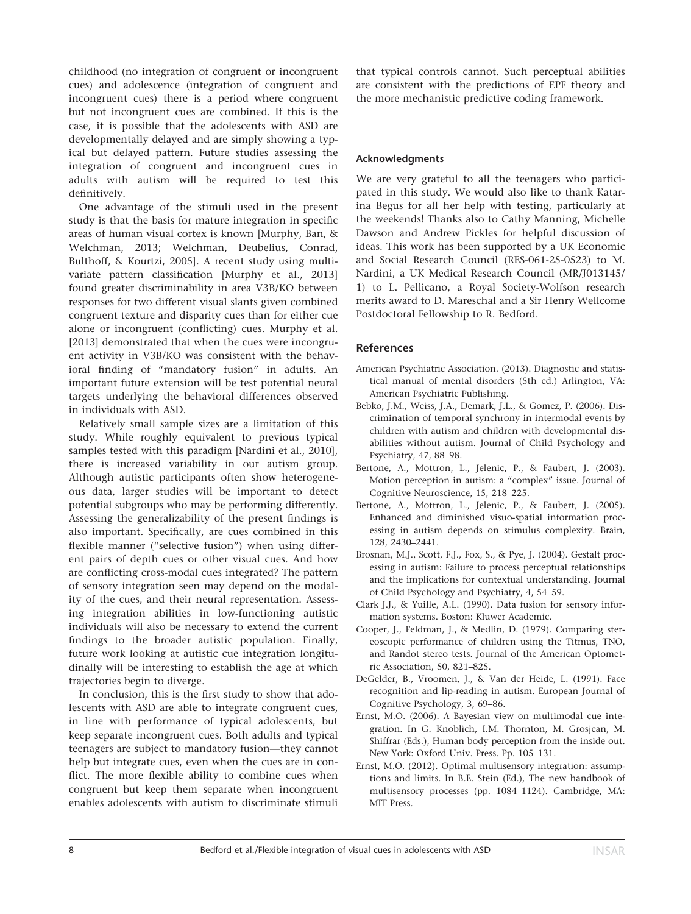childhood (no integration of congruent or incongruent cues) and adolescence (integration of congruent and incongruent cues) there is a period where congruent but not incongruent cues are combined. If this is the case, it is possible that the adolescents with ASD are developmentally delayed and are simply showing a typical but delayed pattern. Future studies assessing the integration of congruent and incongruent cues in adults with autism will be required to test this definitively.

One advantage of the stimuli used in the present study is that the basis for mature integration in specific areas of human visual cortex is known [Murphy, Ban, & Welchman, 2013; Welchman, Deubelius, Conrad, Bulthoff, & Kourtzi, 2005]. A recent study using multivariate pattern classification [Murphy et al., 2013] found greater discriminability in area V3B/KO between responses for two different visual slants given combined congruent texture and disparity cues than for either cue alone or incongruent (conflicting) cues. Murphy et al. [2013] demonstrated that when the cues were incongruent activity in V3B/KO was consistent with the behavioral finding of "mandatory fusion" in adults. An important future extension will be test potential neural targets underlying the behavioral differences observed in individuals with ASD.

Relatively small sample sizes are a limitation of this study. While roughly equivalent to previous typical samples tested with this paradigm [Nardini et al., 2010], there is increased variability in our autism group. Although autistic participants often show heterogeneous data, larger studies will be important to detect potential subgroups who may be performing differently. Assessing the generalizability of the present findings is also important. Specifically, are cues combined in this flexible manner ("selective fusion") when using different pairs of depth cues or other visual cues. And how are conflicting cross-modal cues integrated? The pattern of sensory integration seen may depend on the modality of the cues, and their neural representation. Assessing integration abilities in low-functioning autistic individuals will also be necessary to extend the current findings to the broader autistic population. Finally, future work looking at autistic cue integration longitudinally will be interesting to establish the age at which trajectories begin to diverge.

In conclusion, this is the first study to show that adolescents with ASD are able to integrate congruent cues, in line with performance of typical adolescents, but keep separate incongruent cues. Both adults and typical teenagers are subject to mandatory fusion—they cannot help but integrate cues, even when the cues are in conflict. The more flexible ability to combine cues when congruent but keep them separate when incongruent enables adolescents with autism to discriminate stimuli that typical controls cannot. Such perceptual abilities are consistent with the predictions of EPF theory and the more mechanistic predictive coding framework.

#### Acknowledgments

We are very grateful to all the teenagers who participated in this study. We would also like to thank Katarina Begus for all her help with testing, particularly at the weekends! Thanks also to Cathy Manning, Michelle Dawson and Andrew Pickles for helpful discussion of ideas. This work has been supported by a UK Economic and Social Research Council (RES-061-25-0523) to M. Nardini, a UK Medical Research Council (MR/J013145/1) to L. Pellicano, a Royal Society-Wolfson research merits award to D. Mareschal and a Sir Henry Wellcome Postdoctoral Fellowship to R. Bedford.

## References

American Psychiatric Association. (2013). Diagnostic and statistical manual of mental disorders (5th ed.) Arlington, VA: American Psychiatric Publishing.

Bebko, J.M., Weiss, J.A., Demark, J.L., & Gomez, P. (2006). Discrimination of temporal synchrony in intermodal events by children with autism and children with developmental disabilities without autism. Journal of Child Psychology and Psychiatry, 47, 88–98.

Bertone, A., Mottron, L., Jelenic, P., & Faubert, J. (2003). Motion perception in autism: a "complex" issue. Journal of Cognitive Neuroscience, 15, 218–225.

Bertone, A., Mottron, L., Jelenic, P., & Faubert, J. (2005). Enhanced and diminished visuo-spatial information processing in autism depends on stimulus complexity. Brain, 128, 2430–2441.

Brosnan, M.J., Scott, F.J., Fox, S., & Pye, J. (2004). Gestalt processing in autism: Failure to process perceptual relationships and the implications for contextual understanding. Journal of Child Psychology and Psychiatry, 4, 54–59.

Clark J.J., & Yuille, A.L. (1990). Data fusion for sensory information systems. Boston: Kluwer Academic.

Cooper, J., Feldman, J., & Medlin, D. (1979). Comparing stereoscopic performance of children using the Titmus, TNO, and Randot stereo tests. Journal of the American Optometric Association, 50, 821–825.

DeGelder, B., Vroomen, J., & Van der Heide, L. (1991). Face recognition and lip-reading in autism. European Journal of Cognitive Psychology, 3, 69–86.

Ernst, M.O. (2006). A Bayesian view on multimodal cue integration. In G. Knoblich, I.M. Thornton, M. Grosjean, M. Shiffrar (Eds.), Human body perception from the inside out. New York: Oxford Univ. Press. Pp. 105–131.

Ernst, M.O. (2012). Optimal multisensory integration: assumptions and limits. In B.E. Stein (Ed.), The new handbook of multisensory processes (pp. 1084–1124). Cambridge, MA: MIT Press.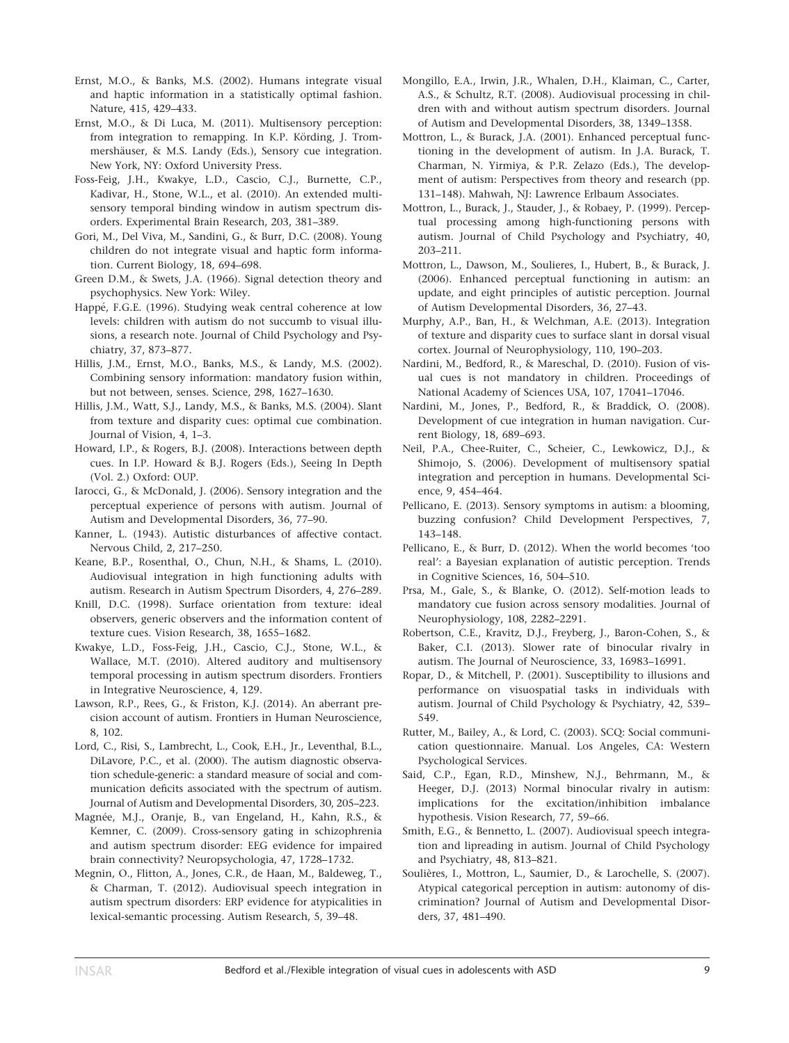Ernst, M.O., & Banks, M.S. (2002). Humans integrate visual and haptic information in a statistically optimal fashion. Nature, 415, 429–433.

Ernst, M.O., & Di Luca, M. (2011). Multisensory perception: from integration to remapping. In K.P. Körding, J. Trommershäuser, & M.S. Landy (Eds.), Sensory cue integration. New York, NY: Oxford University Press.

Foss-Feig, J.H., Kwakye, L.D., Cascio, C.J., Burnette, C.P., Kadivar, H., Stone, W.L., et al. (2010). An extended multisensory temporal binding window in autism spectrum disorders. Experimental Brain Research, 203, 381–389.

Gori, M., Del Viva, M., Sandini, G., & Burr, D.C. (2008). Young children do not integrate visual and haptic form information. Current Biology, 18, 694–698.

Green D.M., & Swets, J.A. (1966). Signal detection theory and psychophysics. New York: Wiley.

Happé, F.G.E. (1996). Studying weak central coherence at low levels: children with autism do not succumb to visual illusions, a research note. Journal of Child Psychology and Psychiatry, 37, 873–877.

Hillis, J.M., Ernst, M.O., Banks, M.S., & Landy, M.S. (2002). Combining sensory information: mandatory fusion within, but not between, senses. Science, 298, 1627–1630.

Hillis, J.M., Watt, S.J., Landy, M.S., & Banks, M.S. (2004). Slant from texture and disparity cues: optimal cue combination. Journal of Vision, 4, 1–3.

Howard, I.P., & Rogers, B.J. (2008). Interactions between depth cues. In I.P. Howard & B.J. Rogers (Eds.), Seeing In Depth (Vol. 2.) Oxford: OUP.

Iarocci, G., & McDonald, J. (2006). Sensory integration and the perceptual experience of persons with autism. Journal of Autism and Developmental Disorders, 36, 77–90.

Kanner, L. (1943). Autistic disturbances of affective contact. Nervous Child, 2, 217–250.

Keane, B.P., Rosenthal, O., Chun, N.H., & Shams, L. (2010). Audiovisual integration in high functioning adults with autism. Research in Autism Spectrum Disorders, 4, 276–289.

Knill, D.C. (1998). Surface orientation from texture: ideal observers, generic observers and the information content of texture cues. Vision Research, 38, 1655–1682.

Kwakye, L.D., Foss-Feig, J.H., Cascio, C.J., Stone, W.L., & Wallace, M.T. (2010). Altered auditory and multisensory temporal processing in autism spectrum disorders. Frontiers in Integrative Neuroscience, 4, 129.

Lawson, R.P., Rees, G., & Friston, K.J. (2014). An aberrant precision account of autism. Frontiers in Human Neuroscience, 8, 102.

Lord, C., Risi, S., Lambrecht, L., Cook, E.H., Jr., Leventhal, B.L., DiLavore, P.C., et al. (2000). The autism diagnostic observation schedule-generic: a standard measure of social and communication deficits associated with the spectrum of autism. Journal of Autism and Developmental Disorders, 30, 205–223.

Magnée, M.J., Oranje, B., van Engeland, H., Kahn, R.S., & Kemner, C. (2009). Cross-sensory gating in schizophrenia and autism spectrum disorder: EEG evidence for impaired brain connectivity? Neuropsychologia, 47, 1728–1732.

Megnin, O., Flitton, A., Jones, C.R., de Haan, M., Baldeweg, T., & Charman, T. (2012). Audiovisual speech integration in autism spectrum disorders: ERP evidence for atypicalities in lexical-semantic processing. Autism Research, 5, 39–48.

Mongillo, E.A., Irwin, J.R., Whalen, D.H., Klaiman, C., Carter, A.S., & Schultz, R.T. (2008). Audiovisual processing in children with and without autism spectrum disorders. Journal of Autism and Developmental Disorders, 38, 1349–1358.

Mottron, L., & Burack, J.A. (2001). Enhanced perceptual functioning in the development of autism. In J.A. Burack, T. Charman, N. Yirmiya, & P.R. Zelazo (Eds.), The development of autism: Perspectives from theory and research (pp. 131–148). Mahwah, NJ: Lawrence Erlbaum Associates.

Mottron, L., Burack, J., Stauder, J., & Robaey, P. (1999). Perceptual processing among high-functioning persons with autism. Journal of Child Psychology and Psychiatry, 40, 203–211.

Mottron, L., Dawson, M., Soulieres, I., Hubert, B., & Burack, J. (2006). Enhanced perceptual functioning in autism: an update, and eight principles of autistic perception. Journal of Autism Developmental Disorders, 36, 27–43.

Murphy, A.P., Ban, H., & Welchman, A.E. (2013). Integration of texture and disparity cues to surface slant in dorsal visual cortex. Journal of Neurophysiology, 110, 190–203.

Nardini, M., Bedford, R., & Mareschal, D. (2010). Fusion of visual cues is not mandatory in children. Proceedings of National Academy of Sciences USA, 107, 17041–17046.

Nardini, M., Jones, P., Bedford, R., & Braddick, O. (2008). Development of cue integration in human navigation. Current Biology, 18, 689–693.

Neil, P.A., Chee-Ruiter, C., Scheier, C., Lewkowicz, D.J., & Shimojo, S. (2006). Development of multisensory spatial integration and perception in humans. Developmental Science, 9, 454–464.

Pellicano, E. (2013). Sensory symptoms in autism: a blooming, buzzing confusion? Child Development Perspectives, 7, 143–148.

Pellicano, E., & Burr, D. (2012). When the world becomes 'too real': a Bayesian explanation of autistic perception. Trends in Cognitive Sciences, 16, 504–510.

Prsa, M., Gale, S., & Blanke, O. (2012). Self-motion leads to mandatory cue fusion across sensory modalities. Journal of Neurophysiology, 108, 2282–2291.

Robertson, C.E., Kravitz, D.J., Freyberg, J., Baron-Cohen, S., & Baker, C.I. (2013). Slower rate of binocular rivalry in autism. The Journal of Neuroscience, 33, 16983–16991.

Ropar, D., & Mitchell, P. (2001). Susceptibility to illusions and performance on visuospatial tasks in individuals with autism. Journal of Child Psychology & Psychiatry, 42, 539–549.

Rutter, M., Bailey, A., & Lord, C. (2003). SCQ: Social communication questionnaire. Manual. Los Angeles, CA: Western Psychological Services.

Said, C.P., Egan, R.D., Minshew, N.J., Behrmann, M., & Heeger, D.J. (2013) Normal binocular rivalry in autism: implications for the excitation/inhibition imbalance hypothesis. Vision Research, 77, 59–66.

Smith, E.G., & Bennetto, L. (2007). Audiovisual speech integration and lipreading in autism. Journal of Child Psychology and Psychiatry, 48, 813–821.

Soulières, I., Mottron, L., Saumier, D., & Larochelle, S. (2007). Atypical categorical perception in autism: autonomy of discrimination? Journal of Autism and Developmental Disorders, 37, 481–490.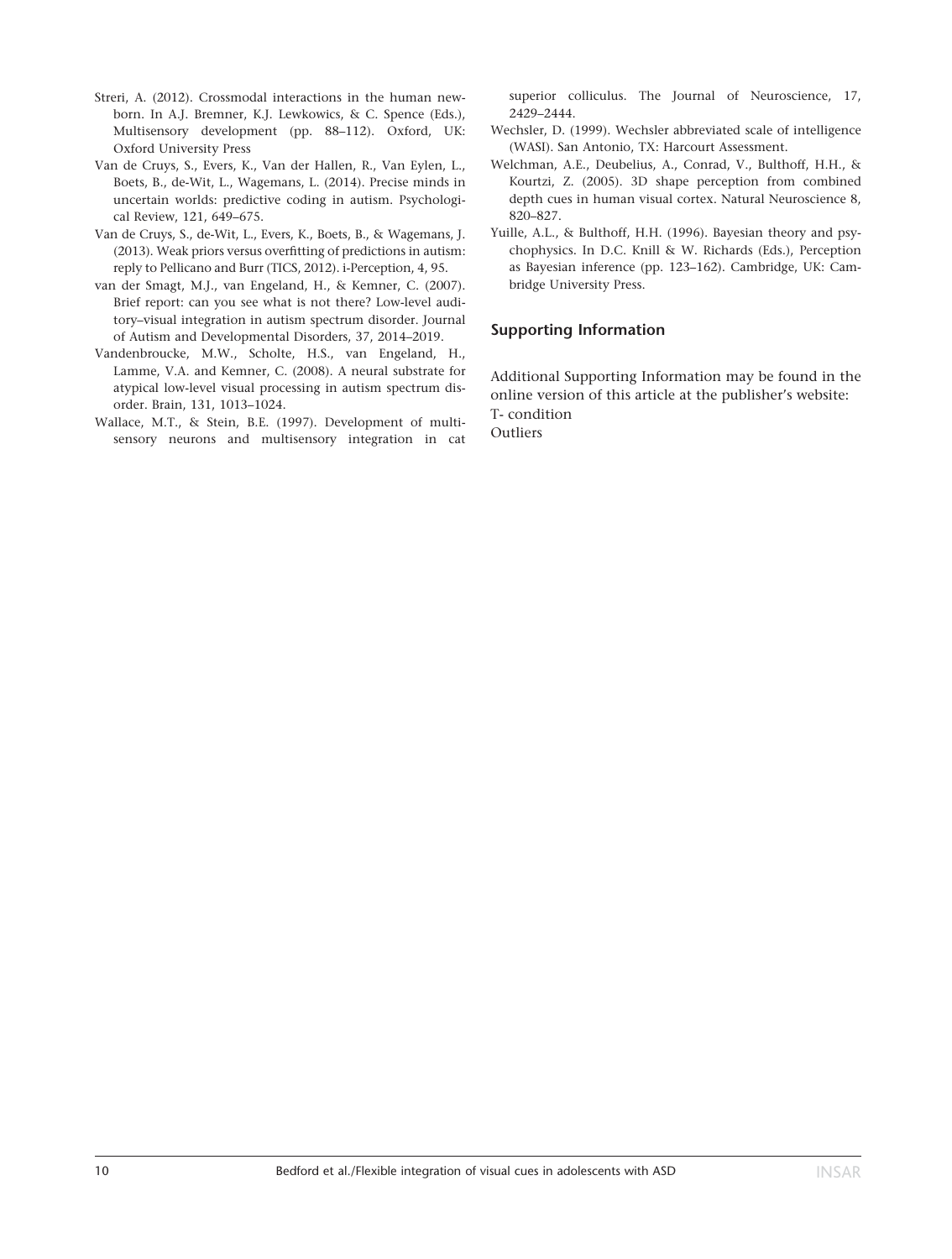Streri, A. (2012). Crossmodal interactions in the human newborn. In A.J. Bremner, K.J. Lewkowics, & C. Spence (Eds.), Multisensory development (pp. 88–112). Oxford, UK: Oxford University Press

Van de Cruys, S., Evers, K., Van der Hallen, R., Van Eylen, L., Boets, B., de-Wit, L., Wagemans, L. (2014). Precise minds in uncertain worlds: predictive coding in autism. Psychological Review, 121, 649–675.

Van de Cruys, S., de-Wit, L., Evers, K., Boets, B., & Wagemans, J. (2013). Weak priors versus overfitting of predictions in autism: reply to Pellicano and Burr (TICS, 2012). i-Perception, 4, 95.

van der Smagt, M.J., van Engeland, H., & Kemner, C. (2007). Brief report: can you see what is not there? Low-level auditory–visual integration in autism spectrum disorder. Journal of Autism and Developmental Disorders, 37, 2014–2019.

Vandenbroucke, M.W., Scholte, H.S., van Engeland, H., Lamme, V.A. and Kemner, C. (2008). A neural substrate for atypical low-level visual processing in autism spectrum disorder. Brain, 131, 1013–1024.

Wallace, M.T., & Stein, B.E. (1997). Development of multisensory neurons and multisensory integration in cat superior colliculus. The Journal of Neuroscience, 17, 2429–2444.

Wechsler, D. (1999). Wechsler abbreviated scale of intelligence (WASI). San Antonio, TX: Harcourt Assessment.

Welchman, A.E., Deubelius, A., Conrad, V., Bulthoff, H.H., & Kourtzi, Z. (2005). 3D shape perception from combined depth cues in human visual cortex. Natural Neuroscience 8, 820–827.

Yuille, A.L., & Bulthoff, H.H. (1996). Bayesian theory and psychophysics. In D.C. Knill & W. Richards (Eds.), Perception as Bayesian inference (pp. 123–162). Cambridge, UK: Cambridge University Press.

## Supporting Information

Additional Supporting Information may be found in the online version of this article at the publisher's website:
T- condition
Outliers